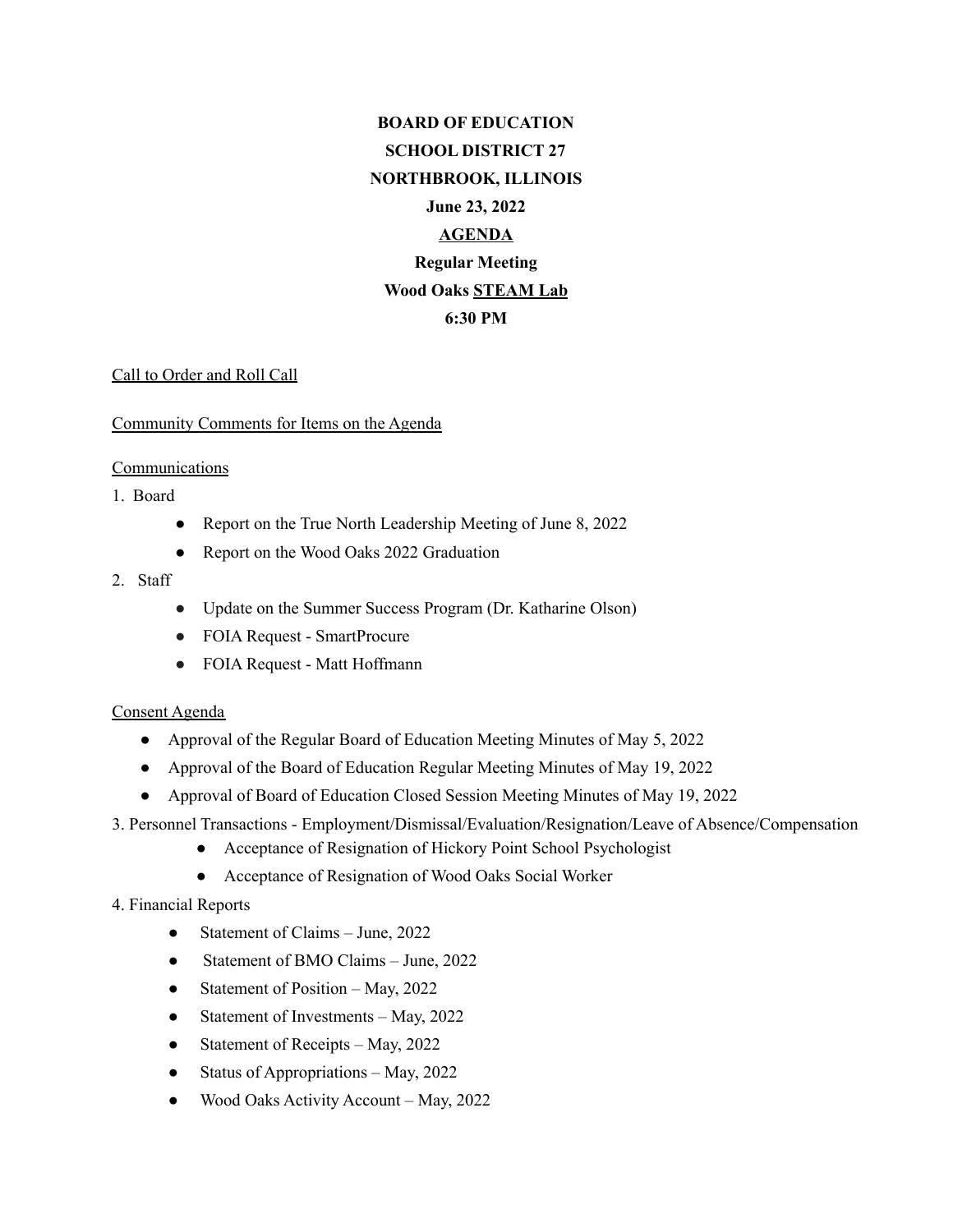**BOARD OF EDUCATION**
**SCHOOL DISTRICT 27**
**NORTHBROOK, ILLINOIS**
**June 23, 2022**
**AGENDA**
**Regular Meeting**
**Wood Oaks STEAM Lab**
**6:30 PM**

Call to Order and Roll Call

Community Comments for Items on the Agenda

Communications

1. Board
   - Report on the True North Leadership Meeting of June 8, 2022
   - Report on the Wood Oaks 2022 Graduation
2. Staff
   - Update on the Summer Success Program (Dr. Katharine Olson)
   - FOIA Request - SmartProcure
   - FOIA Request - Matt Hoffmann

Consent Agenda

- Approval of the Regular Board of Education Meeting Minutes of May 5, 2022
- Approval of the Board of Education Regular Meeting Minutes of May 19, 2022
- Approval of Board of Education Closed Session Meeting Minutes of May 19, 2022

3. Personnel Transactions - Employment/Dismissal/Evaluation/Resignation/Leave of Absence/Compensation
   - Acceptance of Resignation of Hickory Point School Psychologist
   - Acceptance of Resignation of Wood Oaks Social Worker
4. Financial Reports
   - Statement of Claims – June, 2022
   - Statement of BMO Claims – June, 2022
   - Statement of Position – May, 2022
   - Statement of Investments – May, 2022
   - Statement of Receipts – May, 2022
   - Status of Appropriations – May, 2022
   - Wood Oaks Activity Account – May, 2022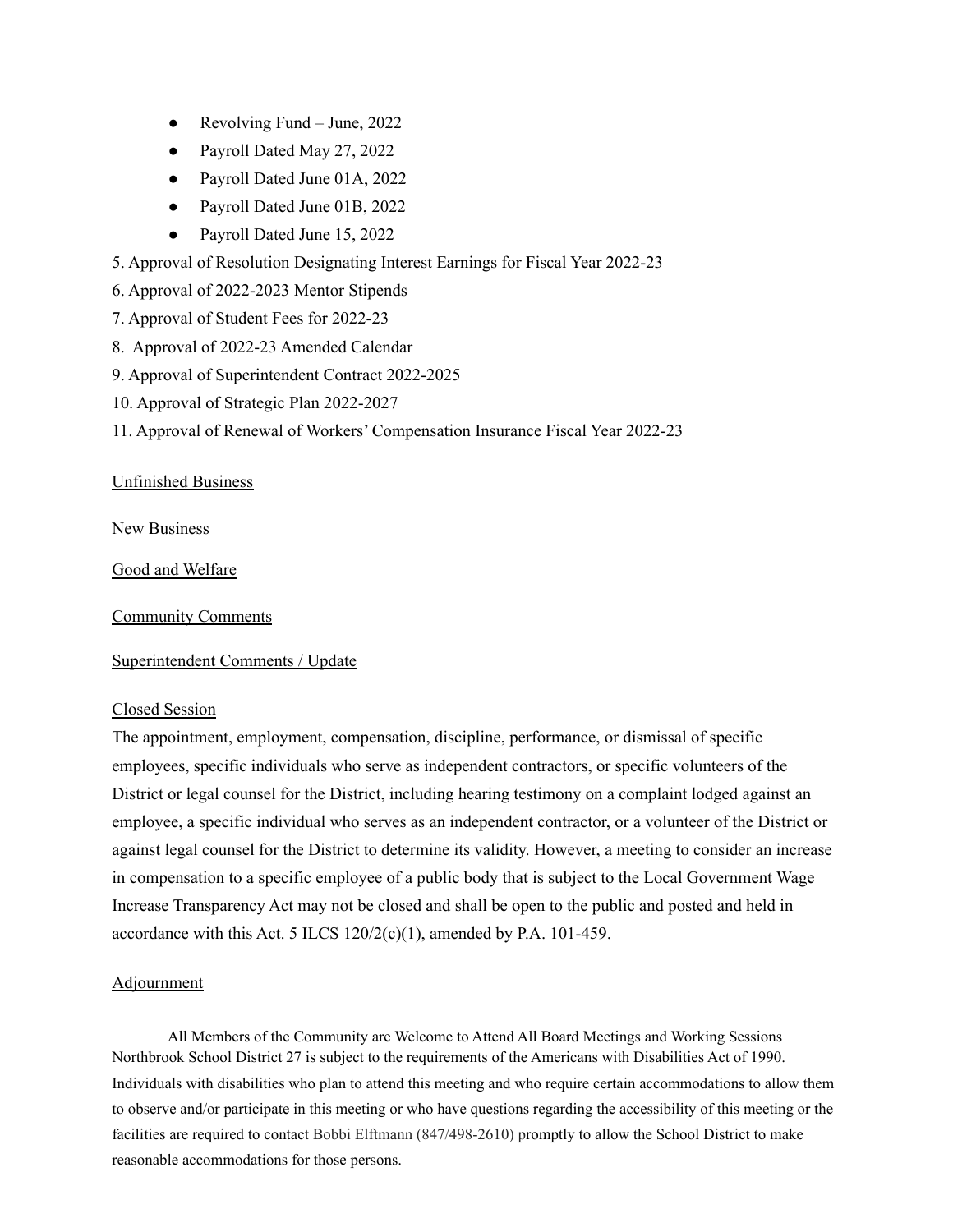- Revolving Fund – June, 2022
- Payroll Dated May 27, 2022
- Payroll Dated June 01A, 2022
- Payroll Dated June 01B, 2022
- Payroll Dated June 15, 2022

5. Approval of Resolution Designating Interest Earnings for Fiscal Year 2022-23
6. Approval of 2022-2023 Mentor Stipends
7. Approval of Student Fees for 2022-23
8. Approval of 2022-23 Amended Calendar
9. Approval of Superintendent Contract 2022-2025
10. Approval of Strategic Plan 2022-2027
11. Approval of Renewal of Workers' Compensation Insurance Fiscal Year 2022-23

<u>Unfinished Business</u>

<u>New Business</u>

<u>Good and Welfare</u>

<u>Community Comments</u>

<u>Superintendent Comments / Update</u>

<u>Closed Session</u>

The appointment, employment, compensation, discipline, performance, or dismissal of specific employees, specific individuals who serve as independent contractors, or specific volunteers of the District or legal counsel for the District, including hearing testimony on a complaint lodged against an employee, a specific individual who serves as an independent contractor, or a volunteer of the District or against legal counsel for the District to determine its validity. However, a meeting to consider an increase in compensation to a specific employee of a public body that is subject to the Local Government Wage Increase Transparency Act may not be closed and shall be open to the public and posted and held in accordance with this Act. 5 ILCS 120/2(c)(1), amended by P.A. 101-459.

<u>Adjournment</u>

All Members of the Community are Welcome to Attend All Board Meetings and Working Sessions Northbrook School District 27 is subject to the requirements of the Americans with Disabilities Act of 1990. Individuals with disabilities who plan to attend this meeting and who require certain accommodations to allow them to observe and/or participate in this meeting or who have questions regarding the accessibility of this meeting or the facilities are required to contact Bobbi Elftmann (847/498-2610) promptly to allow the School District to make reasonable accommodations for those persons.